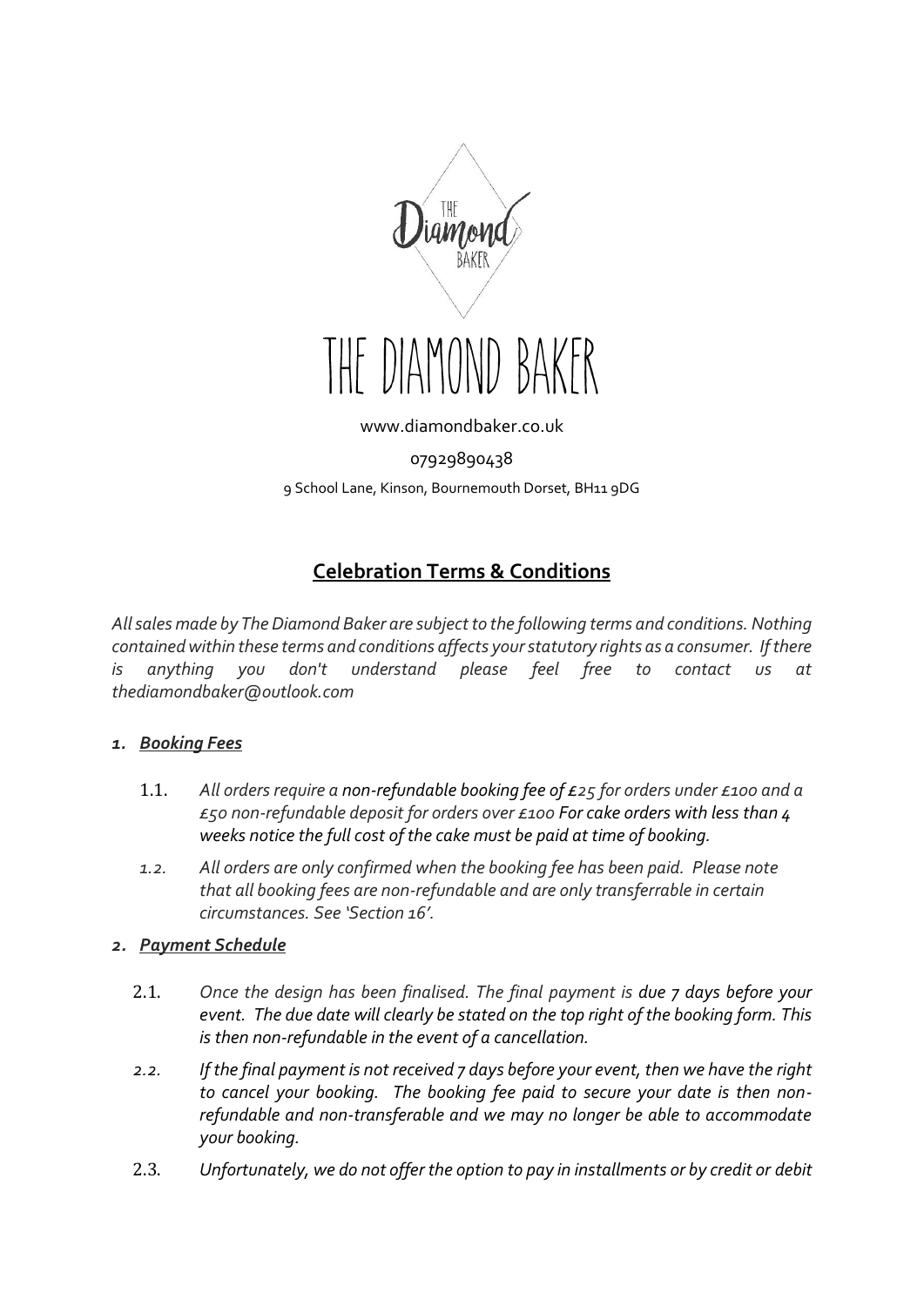# THE DIAMOND BAKER

www.diamondbaker.co.uk

07929890438

9 School Lane, Kinson, Bournemouth Dorset, BH11 9DG

## Celebration Terms & Conditions

*All sales made by The Diamond Baker are subject to the following terms and conditions. Nothing contained within these terms and conditions affects your statutory rights as a consumer. If there is anything you don't understand please feel free to contact us at thediamondbaker@outlook.com*

### 1. *Booking Fees*

1.1. *All orders require a non-refundable booking fee of £25 for orders under £100 and a £50 non-refundable deposit for orders over £100 For cake orders with less than 4 weeks notice the full cost of the cake must be paid at time of booking.*

1.2. *All orders are only confirmed when the booking fee has been paid. Please note that all booking fees are non-refundable and are only transferrable in certain circumstances. See 'Section 16'.*

### 2. *Payment Schedule*

2.1. *Once the design has been finalised. The final payment is due 7 days before your event. The due date will clearly be stated on the top right of the booking form. This is then non-refundable in the event of a cancellation.*

2.2. *If the final payment is not received 7 days before your event, then we have the right to cancel your booking. The booking fee paid to secure your date is then non-refundable and non-transferable and we may no longer be able to accommodate your booking.*

2.3. *Unfortunately, we do not offer the option to pay in installments or by credit or debit*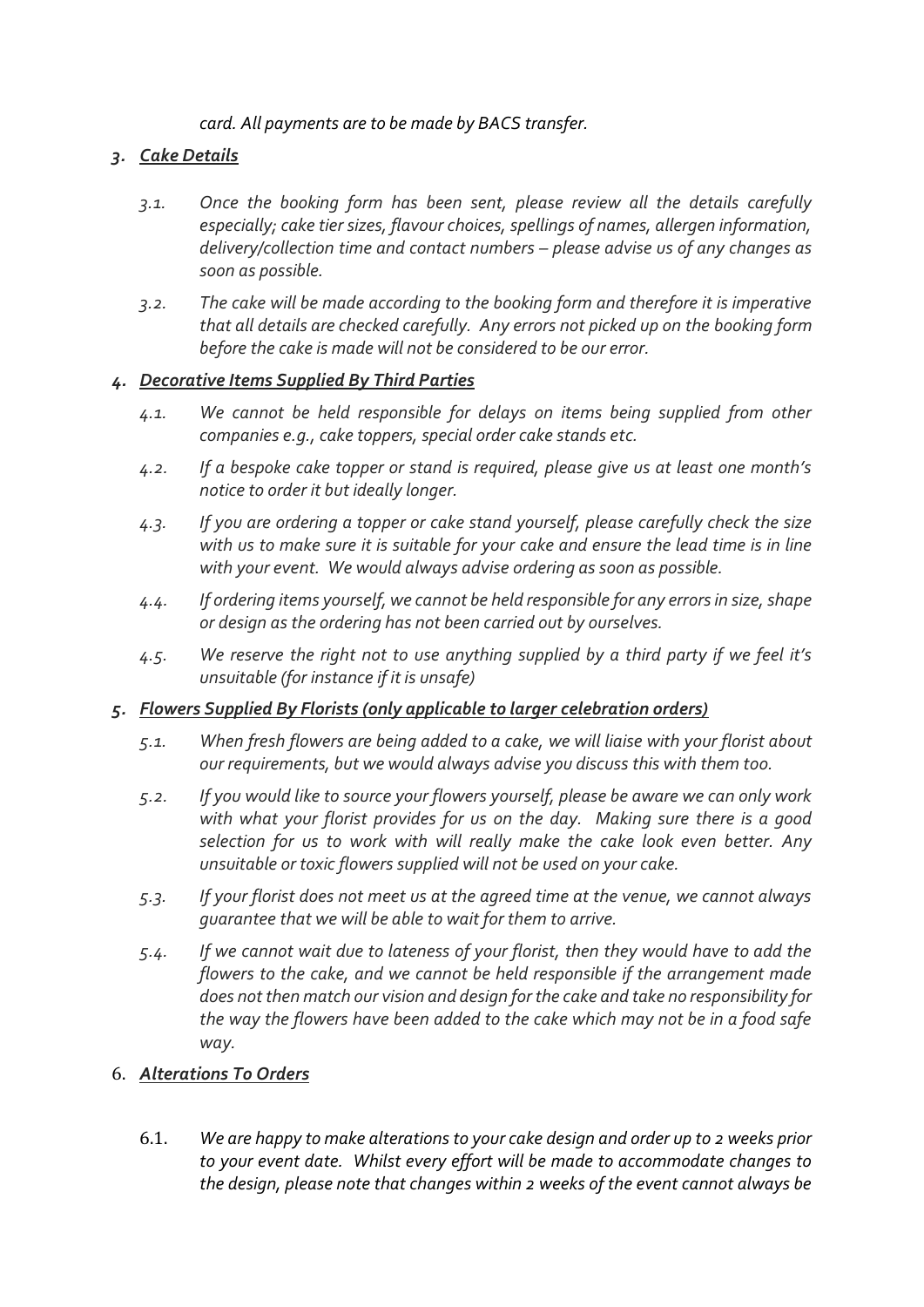*card. All payments are to be made by BACS transfer.*

## 3. *Cake Details*

3.1. *Once the booking form has been sent, please review all the details carefully especially; cake tier sizes, flavour choices, spellings of names, allergen information, delivery/collection time and contact numbers – please advise us of any changes as soon as possible.*

3.2. *The cake will be made according to the booking form and therefore it is imperative that all details are checked carefully. Any errors not picked up on the booking form before the cake is made will not be considered to be our error.*

## 4. *Decorative Items Supplied By Third Parties*

4.1. *We cannot be held responsible for delays on items being supplied from other companies e.g., cake toppers, special order cake stands etc.*

4.2. *If a bespoke cake topper or stand is required, please give us at least one month's notice to order it but ideally longer.*

4.3. *If you are ordering a topper or cake stand yourself, please carefully check the size with us to make sure it is suitable for your cake and ensure the lead time is in line with your event. We would always advise ordering as soon as possible.*

4.4. *If ordering items yourself, we cannot be held responsible for any errors in size, shape or design as the ordering has not been carried out by ourselves.*

4.5. *We reserve the right not to use anything supplied by a third party if we feel it's unsuitable (for instance if it is unsafe)*

## 5. *Flowers Supplied By Florists (only applicable to larger celebration orders)*

5.1. *When fresh flowers are being added to a cake, we will liaise with your florist about our requirements, but we would always advise you discuss this with them too.*

5.2. *If you would like to source your flowers yourself, please be aware we can only work with what your florist provides for us on the day. Making sure there is a good selection for us to work with will really make the cake look even better. Any unsuitable or toxic flowers supplied will not be used on your cake.*

5.3. *If your florist does not meet us at the agreed time at the venue, we cannot always guarantee that we will be able to wait for them to arrive.*

5.4. *If we cannot wait due to lateness of your florist, then they would have to add the flowers to the cake, and we cannot be held responsible if the arrangement made does not then match our vision and design for the cake and take no responsibility for the way the flowers have been added to the cake which may not be in a food safe way.*

## 6. *Alterations To Orders*

6.1. *We are happy to make alterations to your cake design and order up to 2 weeks prior to your event date. Whilst every effort will be made to accommodate changes to the design, please note that changes within 2 weeks of the event cannot always be*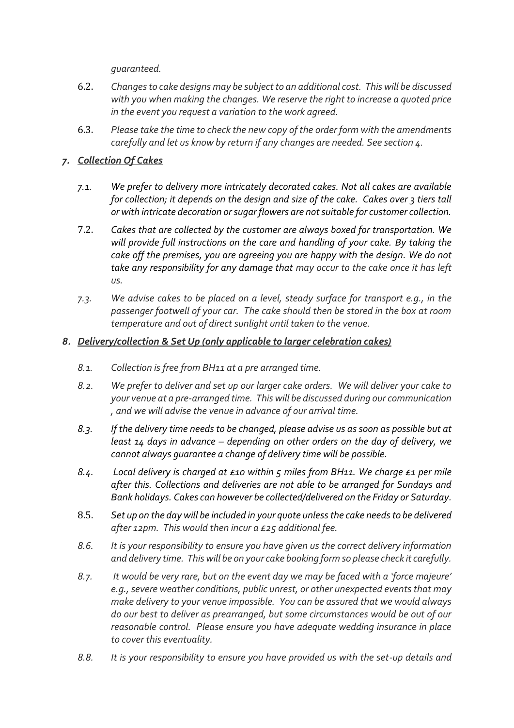*guaranteed.*

6.2. *Changes to cake designs may be subject to an additional cost. This will be discussed with you when making the changes. We reserve the right to increase a quoted price in the event you request a variation to the work agreed.*

6.3. *Please take the time to check the new copy of the order form with the amendments carefully and let us know by return if any changes are needed. See section 4.*

## *7. Collection Of Cakes*

*7.1. We prefer to delivery more intricately decorated cakes. Not all cakes are available for collection; it depends on the design and size of the cake. Cakes over 3 tiers tall or with intricate decoration or sugar flowers are not suitable for customer collection.*

7.2. *Cakes that are collected by the customer are always boxed for transportation. We will provide full instructions on the care and handling of your cake. By taking the cake off the premises, you are agreeing you are happy with the design. We do not take any responsibility for any damage that may occur to the cake once it has left us.*

*7.3. We advise cakes to be placed on a level, steady surface for transport e.g., in the passenger footwell of your car. The cake should then be stored in the box at room temperature and out of direct sunlight until taken to the venue.*

## *8. Delivery/collection & Set Up (only applicable to larger celebration cakes)*

*8.1. Collection is free from BH11 at a pre arranged time.*

*8.2. We prefer to deliver and set up our larger cake orders. We will deliver your cake to your venue at a pre-arranged time. This will be discussed during our communication , and we will advise the venue in advance of our arrival time.*

*8.3. If the delivery time needs to be changed, please advise us as soon as possible but at least 14 days in advance – depending on other orders on the day of delivery, we cannot always guarantee a change of delivery time will be possible.*

*8.4. Local delivery is charged at £10 within 5 miles from BH11. We charge £1 per mile after this. Collections and deliveries are not able to be arranged for Sundays and Bank holidays. Cakes can however be collected/delivered on the Friday or Saturday.*

8.5. *Set up on the day will be included in your quote unless the cake needs to be delivered after 12pm. This would then incur a £25 additional fee.*

*8.6. It is your responsibility to ensure you have given us the correct delivery information and delivery time. This will be on your cake booking form so please check it carefully.*

*8.7. It would be very rare, but on the event day we may be faced with a 'force majeure' e.g., severe weather conditions, public unrest, or other unexpected events that may make delivery to your venue impossible. You can be assured that we would always do our best to deliver as prearranged, but some circumstances would be out of our reasonable control. Please ensure you have adequate wedding insurance in place to cover this eventuality.*

*8.8. It is your responsibility to ensure you have provided us with the set-up details and*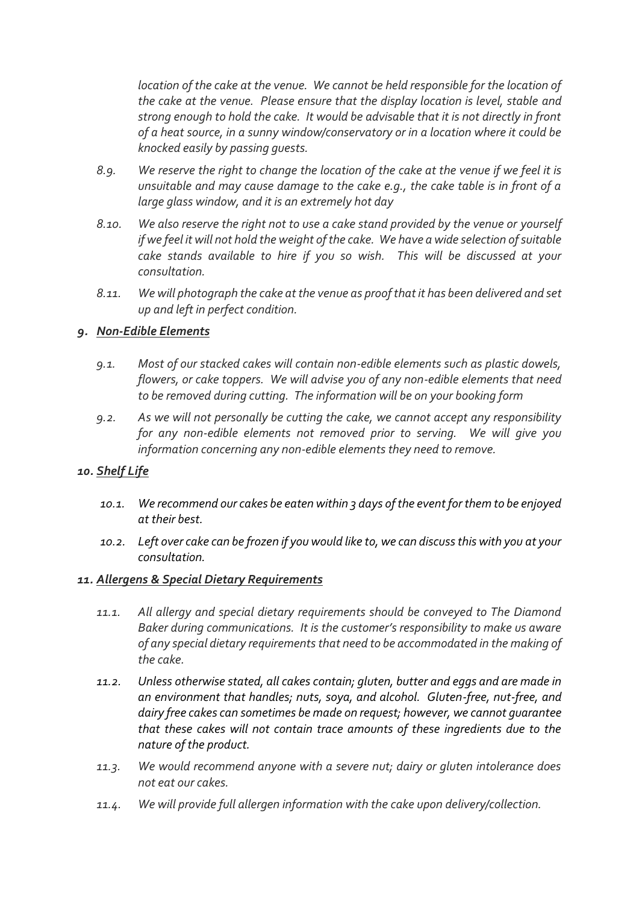*location of the cake at the venue. We cannot be held responsible for the location of the cake at the venue. Please ensure that the display location is level, stable and strong enough to hold the cake. It would be advisable that it is not directly in front of a heat source, in a sunny window/conservatory or in a location where it could be knocked easily by passing guests.*

*8.9. We reserve the right to change the location of the cake at the venue if we feel it is unsuitable and may cause damage to the cake e.g., the cake table is in front of a large glass window, and it is an extremely hot day*

*8.10. We also reserve the right not to use a cake stand provided by the venue or yourself if we feel it will not hold the weight of the cake. We have a wide selection of suitable cake stands available to hire if you so wish. This will be discussed at your consultation.*

*8.11. We will photograph the cake at the venue as proof that it has been delivered and set up and left in perfect condition.*

## *9. <u>Non-Edible Elements</u>*

*9.1. Most of our stacked cakes will contain non-edible elements such as plastic dowels, flowers, or cake toppers. We will advise you of any non-edible elements that need to be removed during cutting. The information will be on your booking form*

*9.2. As we will not personally be cutting the cake, we cannot accept any responsibility for any non-edible elements not removed prior to serving. We will give you information concerning any non-edible elements they need to remove.*

## *10. <u>Shelf Life</u>*

*10.1. We recommend our cakes be eaten within 3 days of the event for them to be enjoyed at their best.*

*10.2. Left over cake can be frozen if you would like to, we can discuss this with you at your consultation.*

## *11. <u>Allergens & Special Dietary Requirements</u>*

*11.1. All allergy and special dietary requirements should be conveyed to The Diamond Baker during communications. It is the customer's responsibility to make us aware of any special dietary requirements that need to be accommodated in the making of the cake.*

*11.2. Unless otherwise stated, all cakes contain; gluten, butter and eggs and are made in an environment that handles; nuts, soya, and alcohol. Gluten-free, nut-free, and dairy free cakes can sometimes be made on request; however, we cannot guarantee that these cakes will not contain trace amounts of these ingredients due to the nature of the product.*

*11.3. We would recommend anyone with a severe nut; dairy or gluten intolerance does not eat our cakes.*

*11.4. We will provide full allergen information with the cake upon delivery/collection.*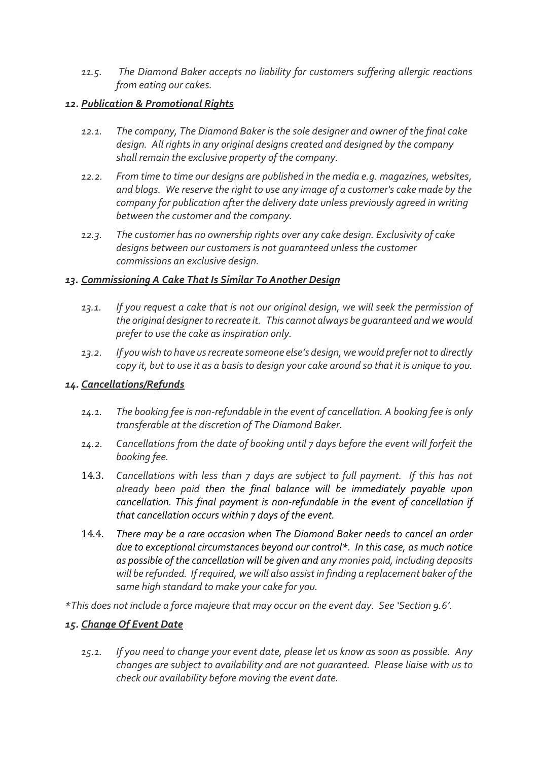*11.5. The Diamond Baker accepts no liability for customers suffering allergic reactions from eating our cakes.*

## *12. Publication & Promotional Rights*

*12.1. The company, The Diamond Baker is the sole designer and owner of the final cake design. All rights in any original designs created and designed by the company shall remain the exclusive property of the company.*

*12.2. From time to time our designs are published in the media e.g. magazines, websites, and blogs. We reserve the right to use any image of a customer's cake made by the company for publication after the delivery date unless previously agreed in writing between the customer and the company.*

*12.3. The customer has no ownership rights over any cake design. Exclusivity of cake designs between our customers is not guaranteed unless the customer commissions an exclusive design.*

## *13. Commissioning A Cake That Is Similar To Another Design*

*13.1. If you request a cake that is not our original design, we will seek the permission of the original designer to recreate it. This cannot always be guaranteed and we would prefer to use the cake as inspiration only.*

*13.2. If you wish to have us recreate someone else's design, we would prefer not to directly copy it, but to use it as a basis to design your cake around so that it is unique to you.*

## *14. Cancellations/Refunds*

*14.1. The booking fee is non-refundable in the event of cancellation. A booking fee is only transferable at the discretion of The Diamond Baker.*

*14.2. Cancellations from the date of booking until 7 days before the event will forfeit the booking fee.*

14.3. *Cancellations with less than 7 days are subject to full payment. If this has not already been paid then the final balance will be immediately payable upon cancellation. This final payment is non-refundable in the event of cancellation if that cancellation occurs within 7 days of the event.*

14.4. *There may be a rare occasion when The Diamond Baker needs to cancel an order due to exceptional circumstances beyond our control*. In this case, as much notice as possible of the cancellation will be given and any monies paid, including deposits will be refunded. If required, we will also assist in finding a replacement baker of the same high standard to make your cake for you.*

**This does not include a force majeure that may occur on the event day. See 'Section 9.6'.*

## *15. Change Of Event Date*

*15.1. If you need to change your event date, please let us know as soon as possible. Any changes are subject to availability and are not guaranteed. Please liaise with us to check our availability before moving the event date.*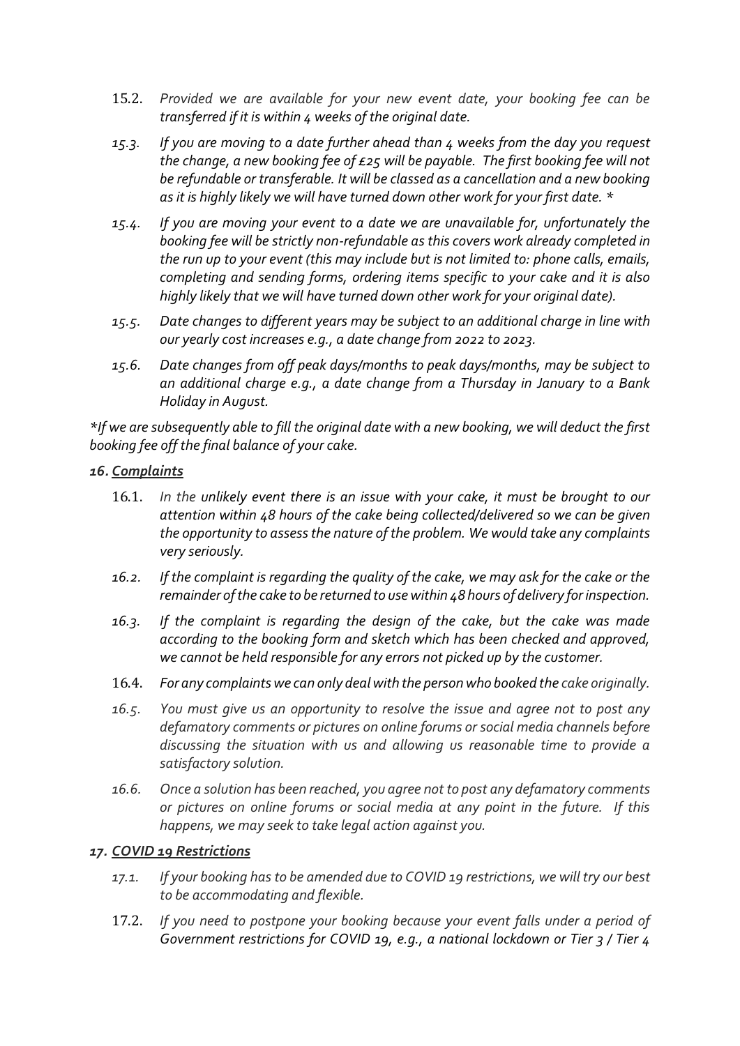15.2. *Provided we are available for your new event date, your booking fee can be transferred if it is within 4 weeks of the original date.*

*15.3. If you are moving to a date further ahead than 4 weeks from the day you request the change, a new booking fee of £25 will be payable. The first booking fee will not be refundable or transferable. It will be classed as a cancellation and a new booking as it is highly likely we will have turned down other work for your first date. **

*15.4. If you are moving your event to a date we are unavailable for, unfortunately the booking fee will be strictly non-refundable as this covers work already completed in the run up to your event (this may include but is not limited to: phone calls, emails, completing and sending forms, ordering items specific to your cake and it is also highly likely that we will have turned down other work for your original date).*

*15.5. Date changes to different years may be subject to an additional charge in line with our yearly cost increases e.g., a date change from 2022 to 2023.*

*15.6. Date changes from off peak days/months to peak days/months, may be subject to an additional charge e.g., a date change from a Thursday in January to a Bank Holiday in August.*

**If we are subsequently able to fill the original date with a new booking, we will deduct the first booking fee off the final balance of your cake.*

### *16. Complaints*

16.1. *In the unlikely event there is an issue with your cake, it must be brought to our attention within 48 hours of the cake being collected/delivered so we can be given the opportunity to assess the nature of the problem. We would take any complaints very seriously.*

*16.2. If the complaint is regarding the quality of the cake, we may ask for the cake or the remainder of the cake to be returned to use within 48 hours of delivery for inspection.*

*16.3. If the complaint is regarding the design of the cake, but the cake was made according to the booking form and sketch which has been checked and approved, we cannot be held responsible for any errors not picked up by the customer.*

16.4. *For any complaints we can only deal with the person who booked the cake originally.*

*16.5. You must give us an opportunity to resolve the issue and agree not to post any defamatory comments or pictures on online forums or social media channels before discussing the situation with us and allowing us reasonable time to provide a satisfactory solution.*

*16.6. Once a solution has been reached, you agree not to post any defamatory comments or pictures on online forums or social media at any point in the future. If this happens, we may seek to take legal action against you.*

### *17. COVID 19 Restrictions*

*17.1. If your booking has to be amended due to COVID 19 restrictions, we will try our best to be accommodating and flexible.*

17.2. *If you need to postpone your booking because your event falls under a period of Government restrictions for COVID 19, e.g., a national lockdown or Tier 3 / Tier 4*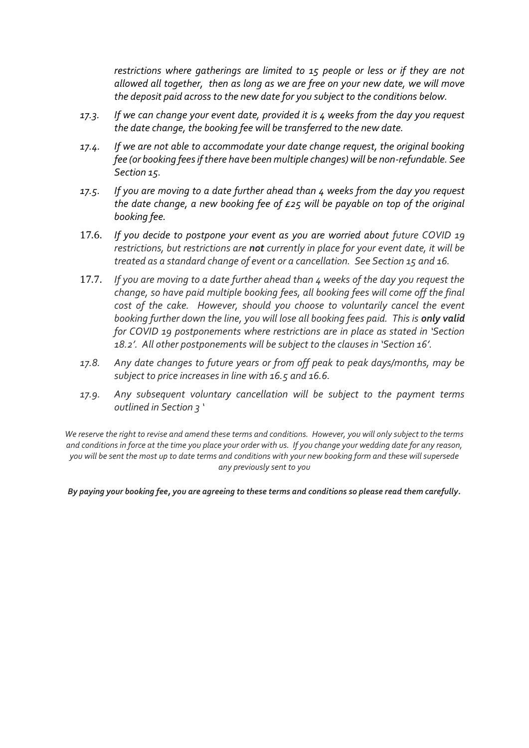*restrictions where gatherings are limited to 15 people or less or if they are not allowed all together, then as long as we are free on your new date, we will move the deposit paid across to the new date for you subject to the conditions below.*

*17.3. If we can change your event date, provided it is 4 weeks from the day you request the date change, the booking fee will be transferred to the new date.*

*17.4. If we are not able to accommodate your date change request, the original booking fee (or booking fees if there have been multiple changes) will be non-refundable. See Section 15.*

*17.5. If you are moving to a date further ahead than 4 weeks from the day you request the date change, a new booking fee of £25 will be payable on top of the original booking fee.*

17.6. *If you decide to postpone your event as you are worried about future COVID 19 restrictions, but restrictions are **not** currently in place for your event date, it will be treated as a standard change of event or a cancellation. See Section 15 and 16.*

17.7. *If you are moving to a date further ahead than 4 weeks of the day you request the change, so have paid multiple booking fees, all booking fees will come off the final cost of the cake. However, should you choose to voluntarily cancel the event booking further down the line, you will lose all booking fees paid. This is **only valid** for COVID 19 postponements where restrictions are in place as stated in 'Section 18.2'. All other postponements will be subject to the clauses in 'Section 16'.*

*17.8. Any date changes to future years or from off peak to peak days/months, may be subject to price increases in line with 16.5 and 16.6.*

*17.9. Any subsequent voluntary cancellation will be subject to the payment terms outlined in Section 3 '*

*We reserve the right to revise and amend these terms and conditions. However, you will only subject to the terms and conditions in force at the time you place your order with us. If you change your wedding date for any reason, you will be sent the most up to date terms and conditions with your new booking form and these will supersede any previously sent to you*

***By paying your booking fee, you are agreeing to these terms and conditions so please read them carefully.***